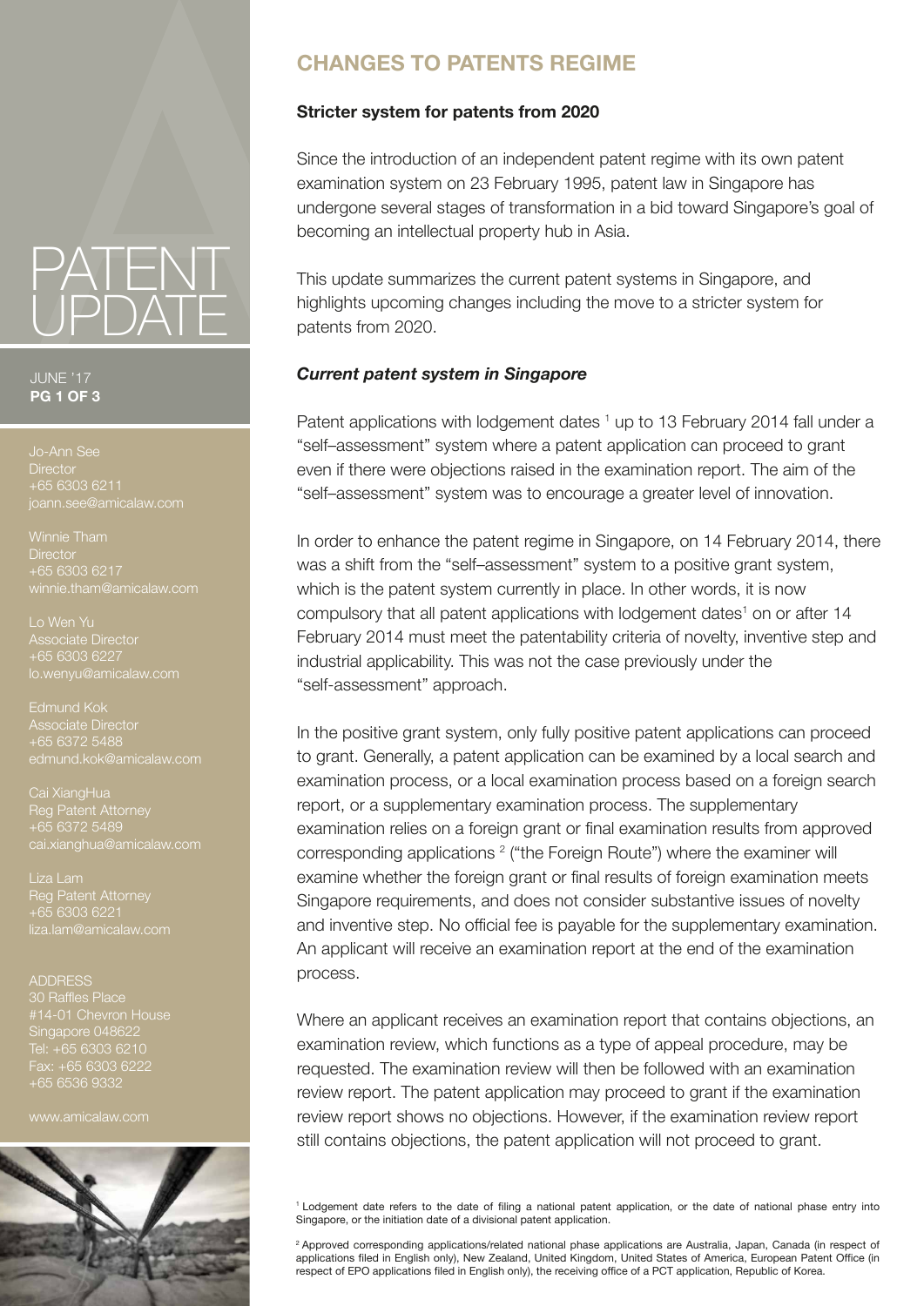# PATENT UPDATE

JUNE '17

Jo-Ann See
Director
+65 6303 6211
joann.see@amicalaw.com

Winnie Tham
Director
+65 6303 6217
winnie.tham@amicalaw.com

Lo Wen Yu
Associate Director
+65 6303 6227
lo.wenyu@amicalaw.com

Edmund Kok
Associate Director
+65 6372 5488
edmund.kok@amicalaw.com

Cai XiangHua
Reg Patent Attorney
+65 6372 5489
cai.xianghua@amicalaw.com

Liza Lam
Reg Patent Attorney
+65 6303 6221
liza.lam@amicalaw.com

ADDRESS
30 Raffles Place
#14-01 Chevron House
Singapore 048622
Tel: +65 6303 6210
Fax: +65 6303 6222
+65 6536 9332

www.amicalaw.com

## CHANGES TO PATENTS REGIME

**Stricter system for patents from 2020**

Since the introduction of an independent patent regime with its own patent examination system on 23 February 1995, patent law in Singapore has undergone several stages of transformation in a bid toward Singapore's goal of becoming an intellectual property hub in Asia.

This update summarizes the current patent systems in Singapore, and highlights upcoming changes including the move to a stricter system for patents from 2020.

***Current patent system in Singapore***

Patent applications with lodgement dates [1] up to 13 February 2014 fall under a "self–assessment" system where a patent application can proceed to grant even if there were objections raised in the examination report. The aim of the "self–assessment" system was to encourage a greater level of innovation.

In order to enhance the patent regime in Singapore, on 14 February 2014, there was a shift from the "self–assessment" system to a positive grant system, which is the patent system currently in place. In other words, it is now compulsory that all patent applications with lodgement dates[1] on or after 14 February 2014 must meet the patentability criteria of novelty, inventive step and industrial applicability. This was not the case previously under the "self-assessment" approach.

In the positive grant system, only fully positive patent applications can proceed to grant. Generally, a patent application can be examined by a local search and examination process, or a local examination process based on a foreign search report, or a supplementary examination process. The supplementary examination relies on a foreign grant or final examination results from approved corresponding applications [2] ("the Foreign Route") where the examiner will examine whether the foreign grant or final results of foreign examination meets Singapore requirements, and does not consider substantive issues of novelty and inventive step. No official fee is payable for the supplementary examination. An applicant will receive an examination report at the end of the examination process.

Where an applicant receives an examination report that contains objections, an examination review, which functions as a type of appeal procedure, may be requested. The examination review will then be followed with an examination review report. The patent application may proceed to grant if the examination review report shows no objections. However, if the examination review report still contains objections, the patent application will not proceed to grant.

[1] Lodgement date refers to the date of filing a national patent application, or the date of national phase entry into Singapore, or the initiation date of a divisional patent application.

[2] Approved corresponding applications/related national phase applications are Australia, Japan, Canada (in respect of applications filed in English only), New Zealand, United Kingdom, United States of America, European Patent Office (in respect of EPO applications filed in English only), the receiving office of a PCT application, Republic of Korea.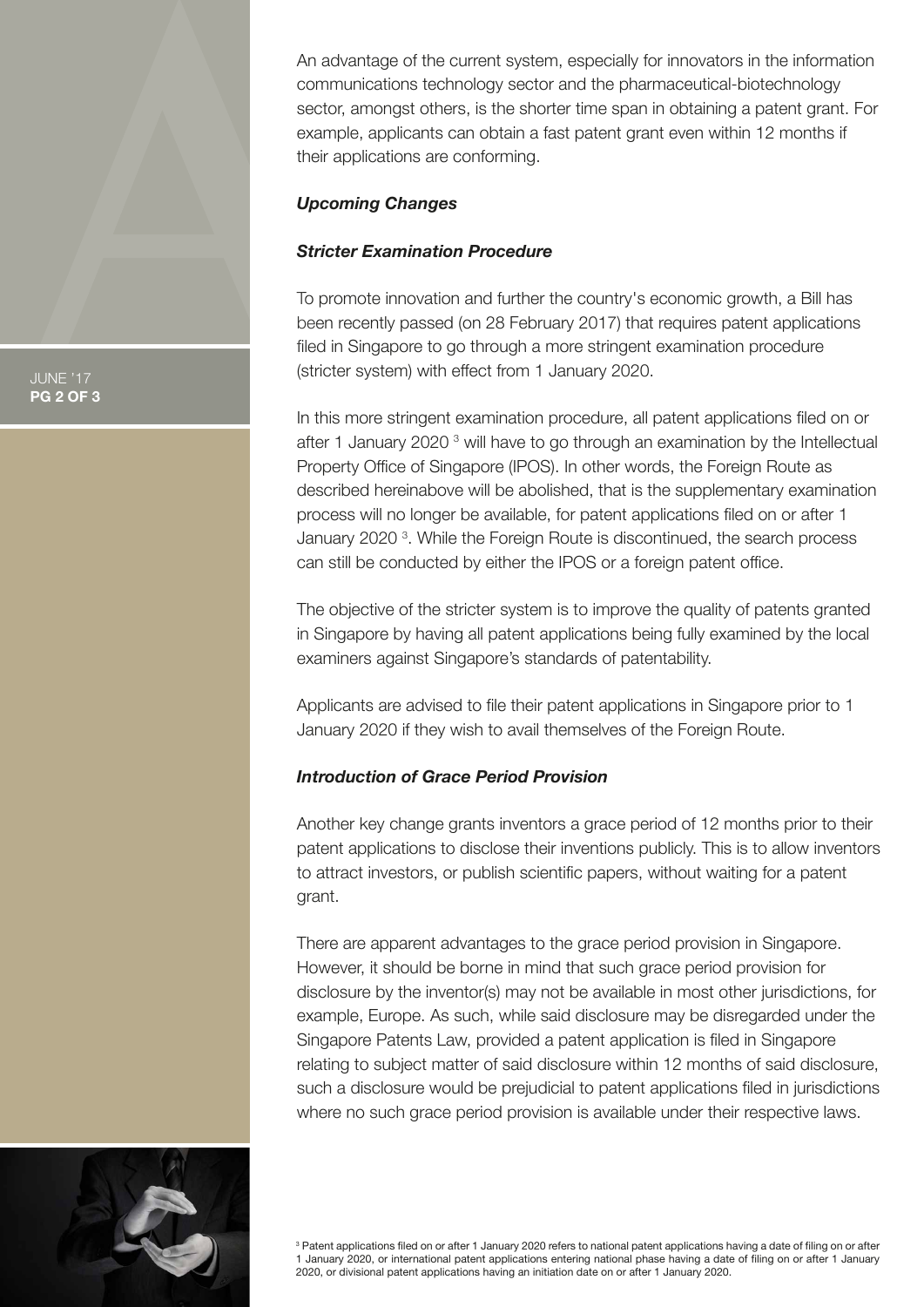An advantage of the current system, especially for innovators in the information communications technology sector and the pharmaceutical-biotechnology sector, amongst others, is the shorter time span in obtaining a patent grant. For example, applicants can obtain a fast patent grant even within 12 months if their applications are conforming.

### *Upcoming Changes*

#### *Stricter Examination Procedure*

To promote innovation and further the country's economic growth, a Bill has been recently passed (on 28 February 2017) that requires patent applications filed in Singapore to go through a more stringent examination procedure (stricter system) with effect from 1 January 2020.

In this more stringent examination procedure, all patent applications filed on or after 1 January 2020 [3] will have to go through an examination by the Intellectual Property Office of Singapore (IPOS). In other words, the Foreign Route as described hereinabove will be abolished, that is the supplementary examination process will no longer be available, for patent applications filed on or after 1 January 2020 [3]. While the Foreign Route is discontinued, the search process can still be conducted by either the IPOS or a foreign patent office.

The objective of the stricter system is to improve the quality of patents granted in Singapore by having all patent applications being fully examined by the local examiners against Singapore's standards of patentability.

Applicants are advised to file their patent applications in Singapore prior to 1 January 2020 if they wish to avail themselves of the Foreign Route.

#### *Introduction of Grace Period Provision*

Another key change grants inventors a grace period of 12 months prior to their patent applications to disclose their inventions publicly. This is to allow inventors to attract investors, or publish scientific papers, without waiting for a patent grant.

There are apparent advantages to the grace period provision in Singapore. However, it should be borne in mind that such grace period provision for disclosure by the inventor(s) may not be available in most other jurisdictions, for example, Europe. As such, while said disclosure may be disregarded under the Singapore Patents Law, provided a patent application is filed in Singapore relating to subject matter of said disclosure within 12 months of said disclosure, such a disclosure would be prejudicial to patent applications filed in jurisdictions where no such grace period provision is available under their respective laws.

[3] Patent applications filed on or after 1 January 2020 refers to national patent applications having a date of filing on or after 1 January 2020, or international patent applications entering national phase having a date of filing on or after 1 January 2020, or divisional patent applications having an initiation date on or after 1 January 2020.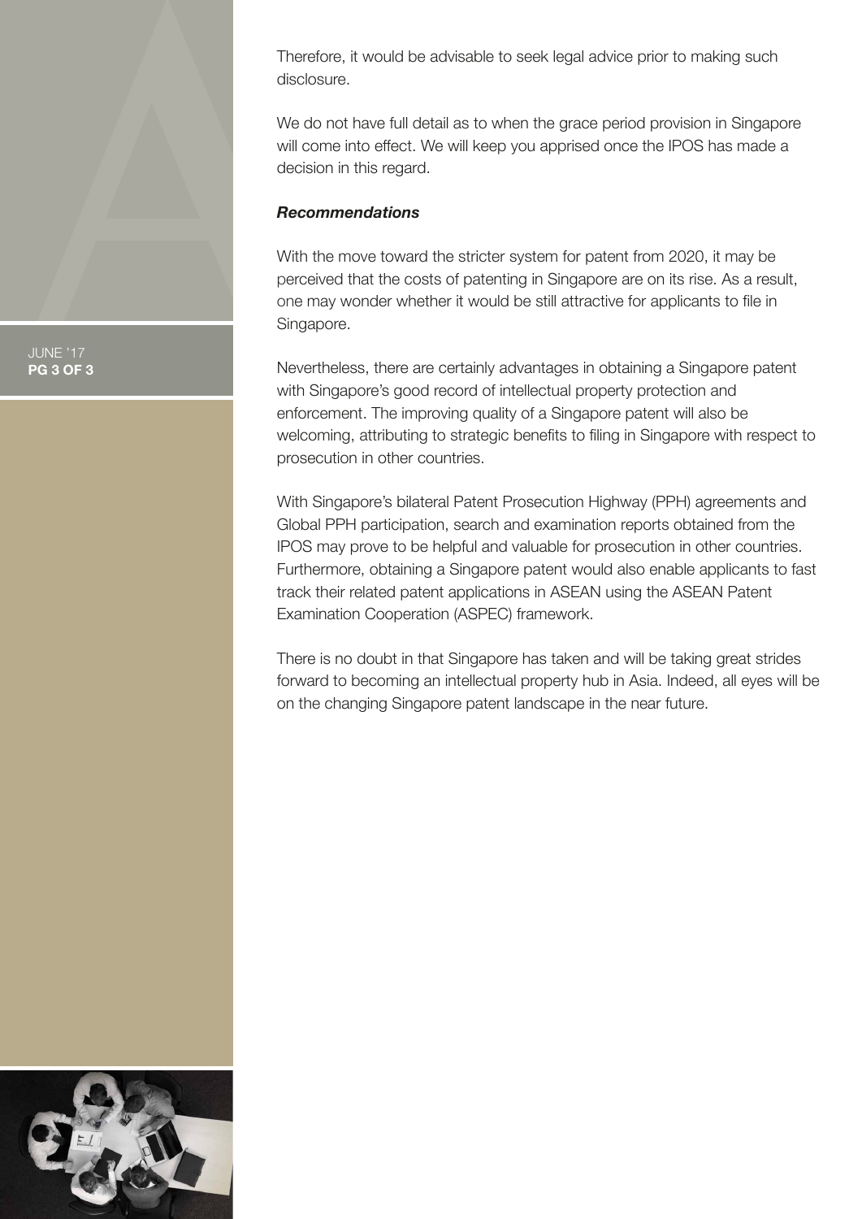Therefore, it would be advisable to seek legal advice prior to making such disclosure.

We do not have full detail as to when the grace period provision in Singapore will come into effect. We will keep you apprised once the IPOS has made a decision in this regard.

***Recommendations***

With the move toward the stricter system for patent from 2020, it may be perceived that the costs of patenting in Singapore are on its rise. As a result, one may wonder whether it would be still attractive for applicants to file in Singapore.

Nevertheless, there are certainly advantages in obtaining a Singapore patent with Singapore's good record of intellectual property protection and enforcement. The improving quality of a Singapore patent will also be welcoming, attributing to strategic benefits to filing in Singapore with respect to prosecution in other countries.

With Singapore's bilateral Patent Prosecution Highway (PPH) agreements and Global PPH participation, search and examination reports obtained from the IPOS may prove to be helpful and valuable for prosecution in other countries. Furthermore, obtaining a Singapore patent would also enable applicants to fast track their related patent applications in ASEAN using the ASEAN Patent Examination Cooperation (ASPEC) framework.

There is no doubt in that Singapore has taken and will be taking great strides forward to becoming an intellectual property hub in Asia. Indeed, all eyes will be on the changing Singapore patent landscape in the near future.